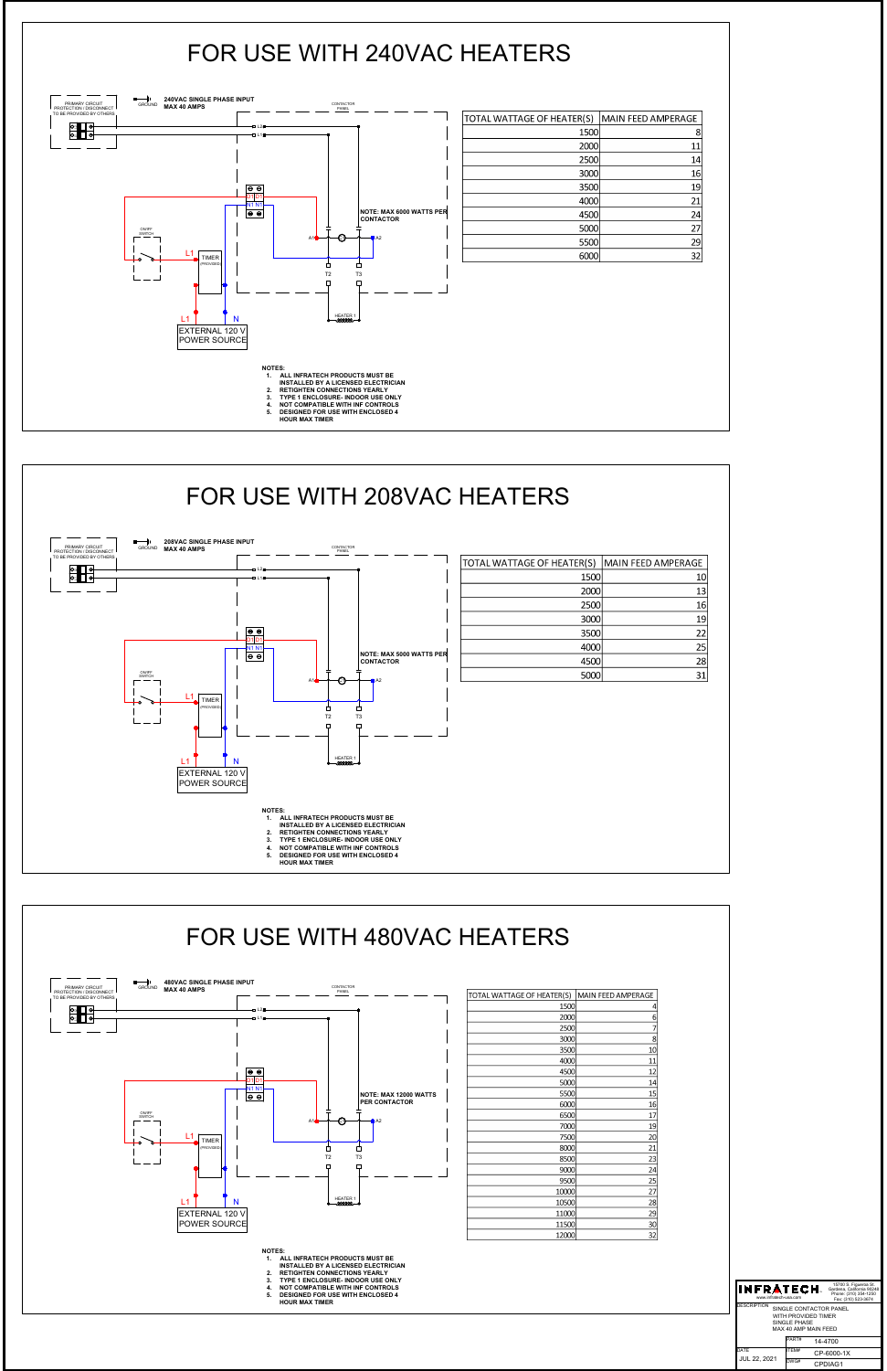# FOR USE WITH 240VAC HEATERS

PRIMARY CIRCUIT PROTECTION / DISCONNECT TO BE PROVIDED BY OTHERS

GROUND

**240VAC SINGLE PHASE INPUT**
**MAX 40 AMPS**

CONTACTOR PANEL

L2
L1

L1 L1
N1 N1

ON/OFF SWITCH

L1

TIMER (PROVIDED)

L1 N

EXTERNAL 120 V POWER SOURCE

**NOTE: MAX 6000 WATTS PER CONTACTOR**

A1 A2

T2 T3

HEATER 1

| TOTAL WATTAGE OF HEATER(S) | MAIN FEED AMPERAGE |
|---|---|
| 1500 | 8 |
| 2000 | 11 |
| 2500 | 14 |
| 3000 | 16 |
| 3500 | 19 |
| 4000 | 21 |
| 4500 | 24 |
| 5000 | 27 |
| 5500 | 29 |
| 6000 | 32 |

**NOTES:**
1. **ALL INFRATECH PRODUCTS MUST BE INSTALLED BY A LICENSED ELECTRICIAN**
2. **RETIGHTEN CONNECTIONS YEARLY**
3. **TYPE 1 ENCLOSURE- INDOOR USE ONLY**
4. **NOT COMPATIBLE WITH INF CONTROLS**
5. **DESIGNED FOR USE WITH ENCLOSED 4 HOUR MAX TIMER**

# FOR USE WITH 208VAC HEATERS

PRIMARY CIRCUIT PROTECTION / DISCONNECT TO BE PROVIDED BY OTHERS

GROUND

**208VAC SINGLE PHASE INPUT**
**MAX 40 AMPS**

CONTACTOR PANEL

L2
L1

L1 L1
N1 N1

ON/OFF SWITCH

L1

TIMER (PROVIDED)

L1 N

EXTERNAL 120 V POWER SOURCE

**NOTE: MAX 5000 WATTS PER CONTACTOR**

A1 A2

T2 T3

HEATER 1

| TOTAL WATTAGE OF HEATER(S) | MAIN FEED AMPERAGE |
|---|---|
| 1500 | 10 |
| 2000 | 13 |
| 2500 | 16 |
| 3000 | 19 |
| 3500 | 22 |
| 4000 | 25 |
| 4500 | 28 |
| 5000 | 31 |

**NOTES:**
1. **ALL INFRATECH PRODUCTS MUST BE INSTALLED BY A LICENSED ELECTRICIAN**
2. **RETIGHTEN CONNECTIONS YEARLY**
3. **TYPE 1 ENCLOSURE- INDOOR USE ONLY**
4. **NOT COMPATIBLE WITH INF CONTROLS**
5. **DESIGNED FOR USE WITH ENCLOSED 4 HOUR MAX TIMER**

# FOR USE WITH 480VAC HEATERS

PRIMARY CIRCUIT PROTECTION / DISCONNECT TO BE PROVIDED BY OTHERS

GROUND

**480VAC SINGLE PHASE INPUT**
**MAX 40 AMPS**

CONTACTOR PANEL

L2
L1

L1 L1
N1 N1

ON/OFF SWITCH

L1

TIMER (PROVIDED)

L1 N

EXTERNAL 120 V POWER SOURCE

**NOTE: MAX 12000 WATTS PER CONTACTOR**

A1 A2

T2 T3

HEATER 1

| TOTAL WATTAGE OF HEATER(S) | MAIN FEED AMPERAGE |
|---|---|
| 1500 | 4 |
| 2000 | 6 |
| 2500 | 7 |
| 3000 | 8 |
| 3500 | 10 |
| 4000 | 11 |
| 4500 | 12 |
| 5000 | 14 |
| 5500 | 15 |
| 6000 | 16 |
| 6500 | 17 |
| 7000 | 19 |
| 7500 | 20 |
| 8000 | 21 |
| 8500 | 23 |
| 9000 | 24 |
| 9500 | 25 |
| 10000 | 27 |
| 10500 | 28 |
| 11000 | 29 |
| 11500 | 30 |
| 12000 | 32 |

**NOTES:**
1. **ALL INFRATECH PRODUCTS MUST BE INSTALLED BY A LICENSED ELECTRICIAN**
2. **RETIGHTEN CONNECTIONS YEARLY**
3. **TYPE 1 ENCLOSURE- INDOOR USE ONLY**
4. **NOT COMPATIBLE WITH INF CONTROLS**
5. **DESIGNED FOR USE WITH ENCLOSED 4 HOUR MAX TIMER**

**INFRATECH**
www.infratech-usa.com
15700 S. Figueroa St.
Gardena, California 90248
Phone: (310) 354-1250
Fax: (310) 523-3674

| | |
|---|---|
| DESCRIPTION | SINGLE CONTACTOR PANEL WITH PROVIDED TIMER SINGLE PHASE MAX 40 AMP MAIN FEED |
| PART# | 14-4700 |
| ITEM# | CP-6000-1X |
| DWG# | CPDIAG1 |
| DATE | JUL 22, 2021 |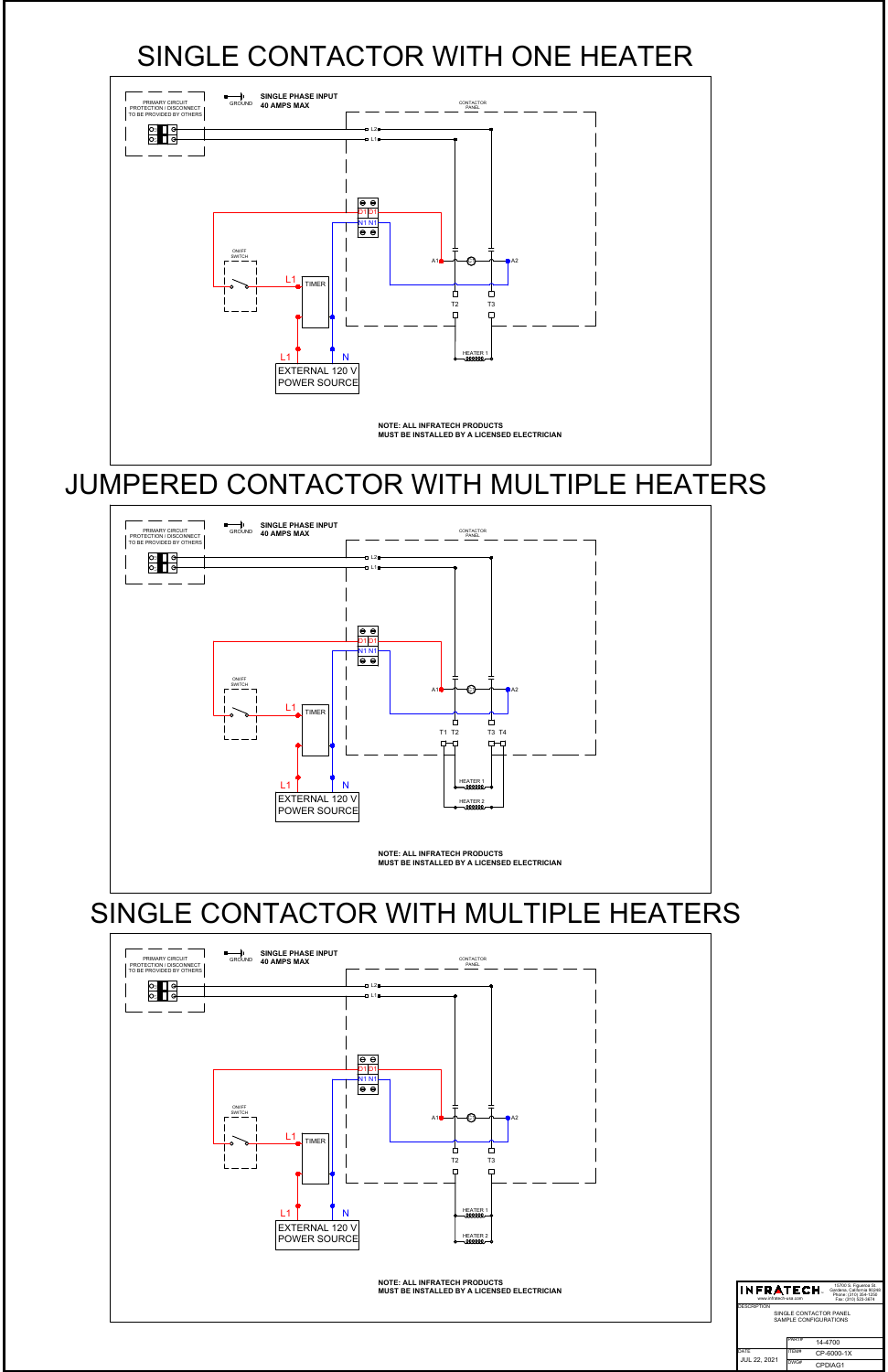# SINGLE CONTACTOR WITH ONE HEATER

PRIMARY CIRCUIT PROTECTION / DISCONNECT TO BE PROVIDED BY OTHERS

GROUND

**SINGLE PHASE INPUT**
**40 AMPS MAX**

CONTACTOR PANEL

L2
L1

D1 D1
N1 N1

ON/OFF SWITCH

L1

TIMER

A1

A2

T2 T3

HEATER 1

L1 N

EXTERNAL 120 V POWER SOURCE

**NOTE: ALL INFRATECH PRODUCTS MUST BE INSTALLED BY A LICENSED ELECTRICIAN**

# JUMPERED CONTACTOR WITH MULTIPLE HEATERS

PRIMARY CIRCUIT PROTECTION / DISCONNECT TO BE PROVIDED BY OTHERS

GROUND

**SINGLE PHASE INPUT**
**40 AMPS MAX**

CONTACTOR PANEL

L2
L1

D1 D1
N1 N1

ON/OFF SWITCH

L1

TIMER

A1

A2

T1 T2 T3 T4

HEATER 1

HEATER 2

L1 N

EXTERNAL 120 V POWER SOURCE

**NOTE: ALL INFRATECH PRODUCTS MUST BE INSTALLED BY A LICENSED ELECTRICIAN**

# SINGLE CONTACTOR WITH MULTIPLE HEATERS

PRIMARY CIRCUIT PROTECTION / DISCONNECT TO BE PROVIDED BY OTHERS

GROUND

**SINGLE PHASE INPUT**
**40 AMPS MAX**

CONTACTOR PANEL

L2
L1

D1 D1
N1 N1

ON/OFF SWITCH

L1

TIMER

A1

A2

T2 T3

HEATER 1

HEATER 2

L1 N

EXTERNAL 120 V POWER SOURCE

**NOTE: ALL INFRATECH PRODUCTS MUST BE INSTALLED BY A LICENSED ELECTRICIAN**

| | | |
|---|---|---|
| INFRATECH www.infratech-usa.com | 15700 S. Figueroa St. Gardena, California 90248 Phone: (310) 354-1250 Fax: (310) 323-3674 | |
| DESCRIPTION | SINGLE CONTACTOR PANEL SAMPLE CONFIGURATIONS | |
| | PART# | 14-4700 |
| DATE JUL 22, 2021 | ITEM# | CP-6000-1X |
| | DWG# | CPDIAG1 |